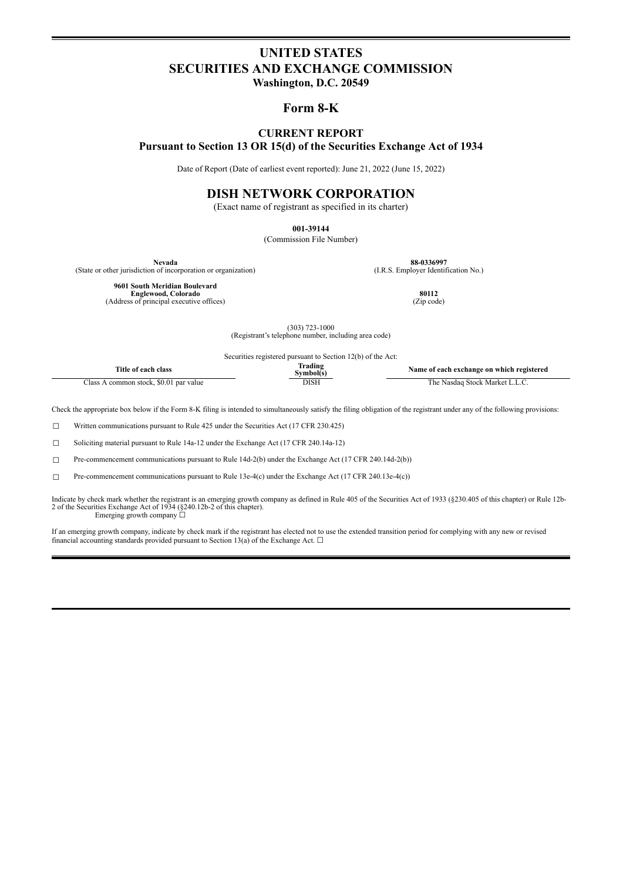# UNITED STATES
# SECURITIES AND EXCHANGE COMMISSION
**Washington, D.C. 20549**

## Form 8-K

### CURRENT REPORT
### Pursuant to Section 13 OR 15(d) of the Securities Exchange Act of 1934

Date of Report (Date of earliest event reported): June 21, 2022 (June 15, 2022)

## DISH NETWORK CORPORATION
(Exact name of registrant as specified in its charter)

**001-39144**
(Commission File Number)

| **Nevada** | **88-0336997** |
|---|---|
| (State or other jurisdiction of incorporation or organization) | (I.R.S. Employer Identification No.) |
| **9601 South Meridian Boulevard** **Englewood, Colorado** (Address of principal executive offices) | **80112** (Zip code) |

(303) 723-1000
(Registrant's telephone number, including area code)

Securities registered pursuant to Section 12(b) of the Act:

| Title of each class | Trading Symbol(s) | Name of each exchange on which registered |
|---|---|---|
| Class A common stock, $0.01 par value | DISH | The Nasdaq Stock Market L.L.C. |

Check the appropriate box below if the Form 8-K filing is intended to simultaneously satisfy the filing obligation of the registrant under any of the following provisions:

☐ Written communications pursuant to Rule 425 under the Securities Act (17 CFR 230.425)

☐ Soliciting material pursuant to Rule 14a-12 under the Exchange Act (17 CFR 240.14a-12)

☐ Pre-commencement communications pursuant to Rule 14d-2(b) under the Exchange Act (17 CFR 240.14d-2(b))

☐ Pre-commencement communications pursuant to Rule 13e-4(c) under the Exchange Act (17 CFR 240.13e-4(c))

Indicate by check mark whether the registrant is an emerging growth company as defined in Rule 405 of the Securities Act of 1933 (§230.405 of this chapter) or Rule 12b-2 of the Securities Exchange Act of 1934 (§240.12b-2 of this chapter).
Emerging growth company ☐

If an emerging growth company, indicate by check mark if the registrant has elected not to use the extended transition period for complying with any new or revised financial accounting standards provided pursuant to Section 13(a) of the Exchange Act. ☐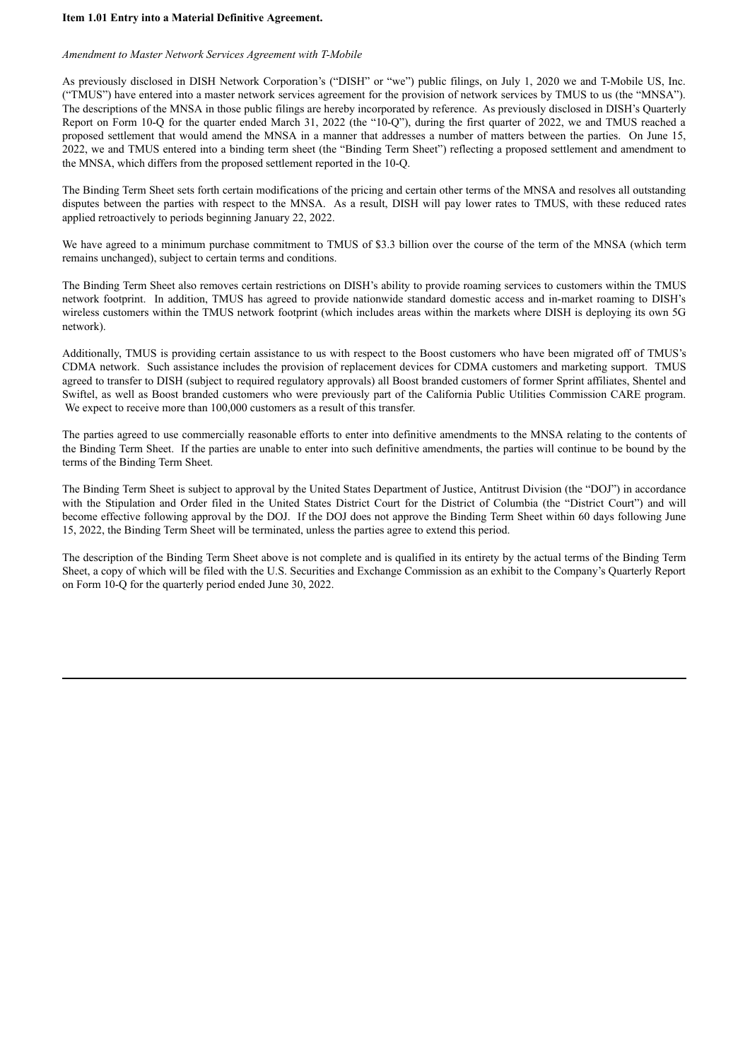**Item 1.01 Entry into a Material Definitive Agreement.**

*Amendment to Master Network Services Agreement with T-Mobile*

As previously disclosed in DISH Network Corporation's ("DISH" or "we") public filings, on July 1, 2020 we and T-Mobile US, Inc. ("TMUS") have entered into a master network services agreement for the provision of network services by TMUS to us (the "MNSA"). The descriptions of the MNSA in those public filings are hereby incorporated by reference. As previously disclosed in DISH's Quarterly Report on Form 10-Q for the quarter ended March 31, 2022 (the "10-Q"), during the first quarter of 2022, we and TMUS reached a proposed settlement that would amend the MNSA in a manner that addresses a number of matters between the parties. On June 15, 2022, we and TMUS entered into a binding term sheet (the "Binding Term Sheet") reflecting a proposed settlement and amendment to the MNSA, which differs from the proposed settlement reported in the 10-Q.

The Binding Term Sheet sets forth certain modifications of the pricing and certain other terms of the MNSA and resolves all outstanding disputes between the parties with respect to the MNSA. As a result, DISH will pay lower rates to TMUS, with these reduced rates applied retroactively to periods beginning January 22, 2022.

We have agreed to a minimum purchase commitment to TMUS of $3.3 billion over the course of the term of the MNSA (which term remains unchanged), subject to certain terms and conditions.

The Binding Term Sheet also removes certain restrictions on DISH's ability to provide roaming services to customers within the TMUS network footprint. In addition, TMUS has agreed to provide nationwide standard domestic access and in-market roaming to DISH's wireless customers within the TMUS network footprint (which includes areas within the markets where DISH is deploying its own 5G network).

Additionally, TMUS is providing certain assistance to us with respect to the Boost customers who have been migrated off of TMUS's CDMA network. Such assistance includes the provision of replacement devices for CDMA customers and marketing support. TMUS agreed to transfer to DISH (subject to required regulatory approvals) all Boost branded customers of former Sprint affiliates, Shentel and Swiftel, as well as Boost branded customers who were previously part of the California Public Utilities Commission CARE program. We expect to receive more than 100,000 customers as a result of this transfer.

The parties agreed to use commercially reasonable efforts to enter into definitive amendments to the MNSA relating to the contents of the Binding Term Sheet. If the parties are unable to enter into such definitive amendments, the parties will continue to be bound by the terms of the Binding Term Sheet.

The Binding Term Sheet is subject to approval by the United States Department of Justice, Antitrust Division (the "DOJ") in accordance with the Stipulation and Order filed in the United States District Court for the District of Columbia (the "District Court") and will become effective following approval by the DOJ. If the DOJ does not approve the Binding Term Sheet within 60 days following June 15, 2022, the Binding Term Sheet will be terminated, unless the parties agree to extend this period.

The description of the Binding Term Sheet above is not complete and is qualified in its entirety by the actual terms of the Binding Term Sheet, a copy of which will be filed with the U.S. Securities and Exchange Commission as an exhibit to the Company's Quarterly Report on Form 10-Q for the quarterly period ended June 30, 2022.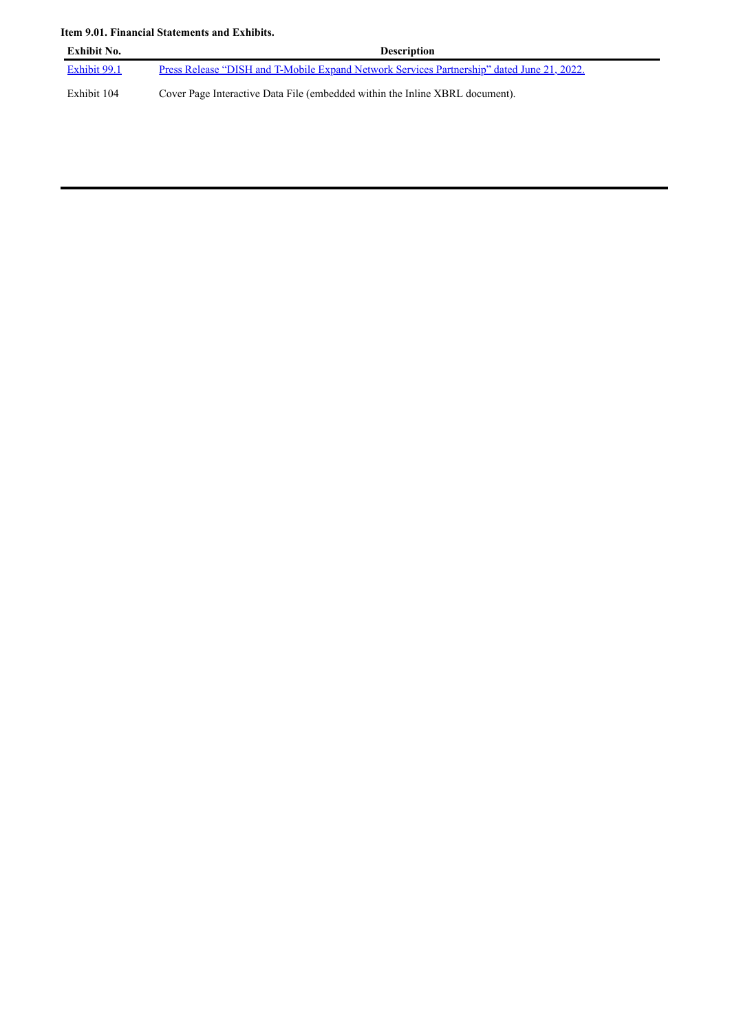**Item 9.01. Financial Statements and Exhibits.**

| Exhibit No. | Description |
| --- | --- |
| Exhibit 99.1 | Press Release "DISH and T-Mobile Expand Network Services Partnership" dated June 21, 2022. |
| Exhibit 104 | Cover Page Interactive Data File (embedded within the Inline XBRL document). |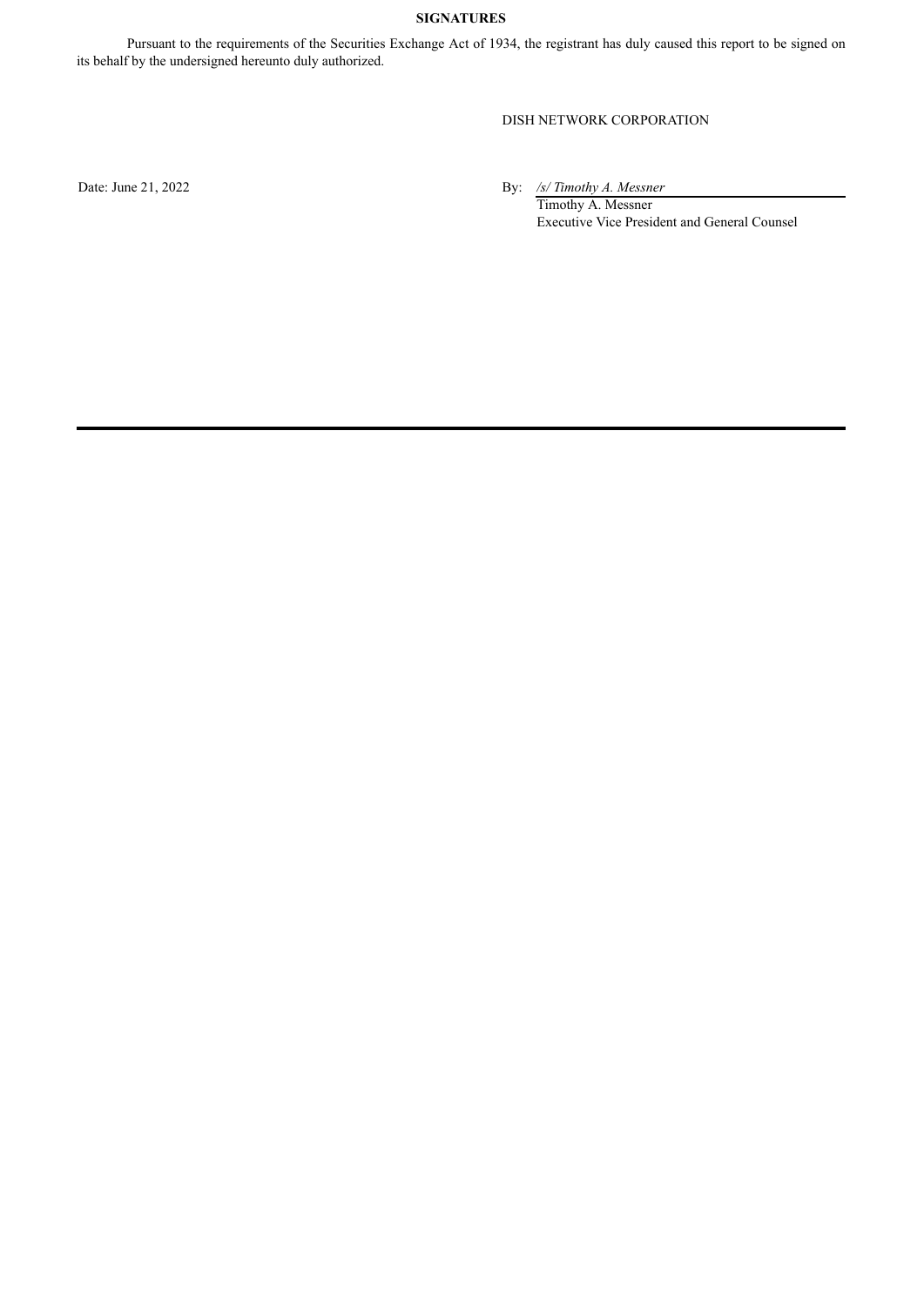**SIGNATURES**

Pursuant to the requirements of the Securities Exchange Act of 1934, the registrant has duly caused this report to be signed on its behalf by the undersigned hereunto duly authorized.

DISH NETWORK CORPORATION

Date: June 21, 2022

By: */s/ Timothy A. Messner*
Timothy A. Messner
Executive Vice President and General Counsel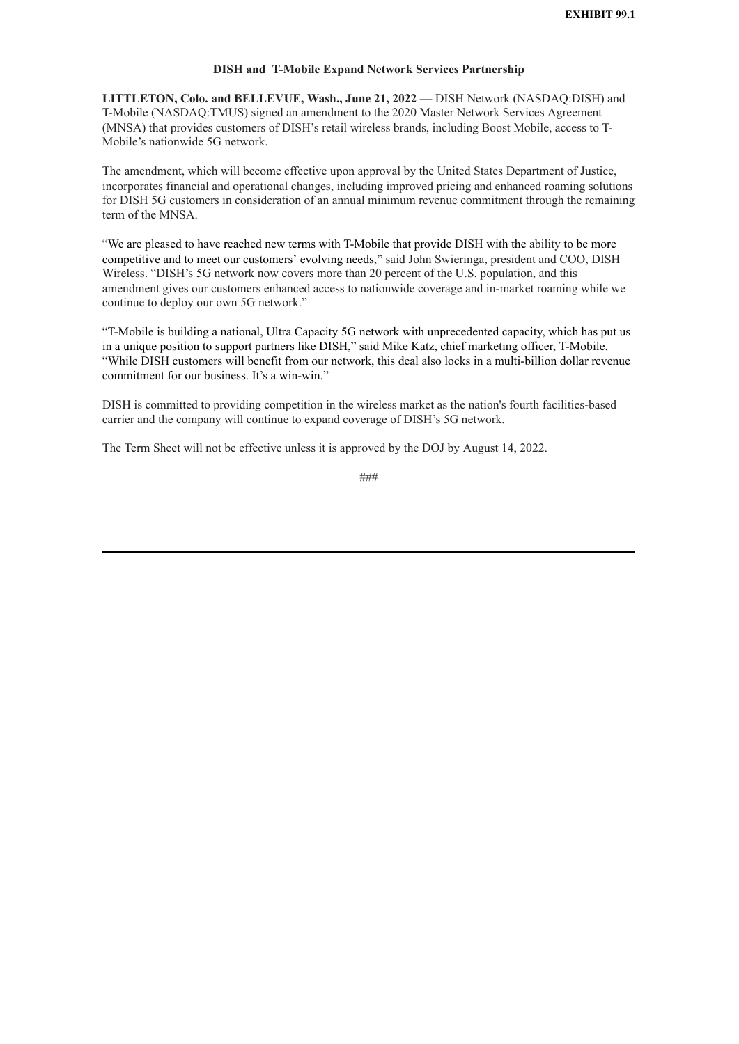**EXHIBIT 99.1**

## DISH and T-Mobile Expand Network Services Partnership

**LITTLETON, Colo. and BELLEVUE, Wash., June 21, 2022** — DISH Network (NASDAQ:DISH) and T-Mobile (NASDAQ:TMUS) signed an amendment to the 2020 Master Network Services Agreement (MNSA) that provides customers of DISH's retail wireless brands, including Boost Mobile, access to T-Mobile's nationwide 5G network.

The amendment, which will become effective upon approval by the United States Department of Justice, incorporates financial and operational changes, including improved pricing and enhanced roaming solutions for DISH 5G customers in consideration of an annual minimum revenue commitment through the remaining term of the MNSA.

"We are pleased to have reached new terms with T-Mobile that provide DISH with the ability to be more competitive and to meet our customers' evolving needs," said John Swieringa, president and COO, DISH Wireless. "DISH's 5G network now covers more than 20 percent of the U.S. population, and this amendment gives our customers enhanced access to nationwide coverage and in-market roaming while we continue to deploy our own 5G network."

"T-Mobile is building a national, Ultra Capacity 5G network with unprecedented capacity, which has put us in a unique position to support partners like DISH," said Mike Katz, chief marketing officer, T-Mobile. "While DISH customers will benefit from our network, this deal also locks in a multi-billion dollar revenue commitment for our business. It's a win-win."

DISH is committed to providing competition in the wireless market as the nation's fourth facilities-based carrier and the company will continue to expand coverage of DISH's 5G network.

The Term Sheet will not be effective unless it is approved by the DOJ by August 14, 2022.

###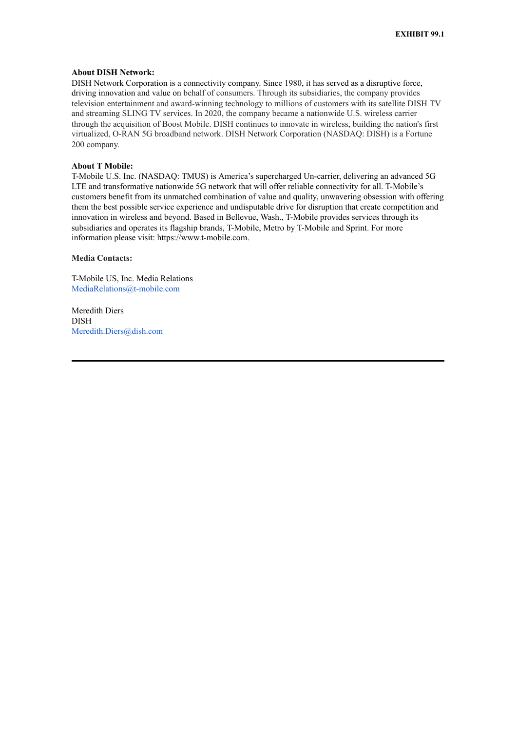EXHIBIT 99.1

**About DISH Network:**
DISH Network Corporation is a connectivity company. Since 1980, it has served as a disruptive force, driving innovation and value on behalf of consumers. Through its subsidiaries, the company provides television entertainment and award-winning technology to millions of customers with its satellite DISH TV and streaming SLING TV services. In 2020, the company became a nationwide U.S. wireless carrier through the acquisition of Boost Mobile. DISH continues to innovate in wireless, building the nation's first virtualized, O-RAN 5G broadband network. DISH Network Corporation (NASDAQ: DISH) is a Fortune 200 company.

**About T Mobile:**
T-Mobile U.S. Inc. (NASDAQ: TMUS) is America's supercharged Un-carrier, delivering an advanced 5G LTE and transformative nationwide 5G network that will offer reliable connectivity for all. T-Mobile's customers benefit from its unmatched combination of value and quality, unwavering obsession with offering them the best possible service experience and undisputable drive for disruption that create competition and innovation in wireless and beyond. Based in Bellevue, Wash., T-Mobile provides services through its subsidiaries and operates its flagship brands, T-Mobile, Metro by T-Mobile and Sprint. For more information please visit: https://www.t-mobile.com.

**Media Contacts:**

T-Mobile US, Inc. Media Relations
MediaRelations@t-mobile.com

Meredith Diers
DISH
Meredith.Diers@dish.com